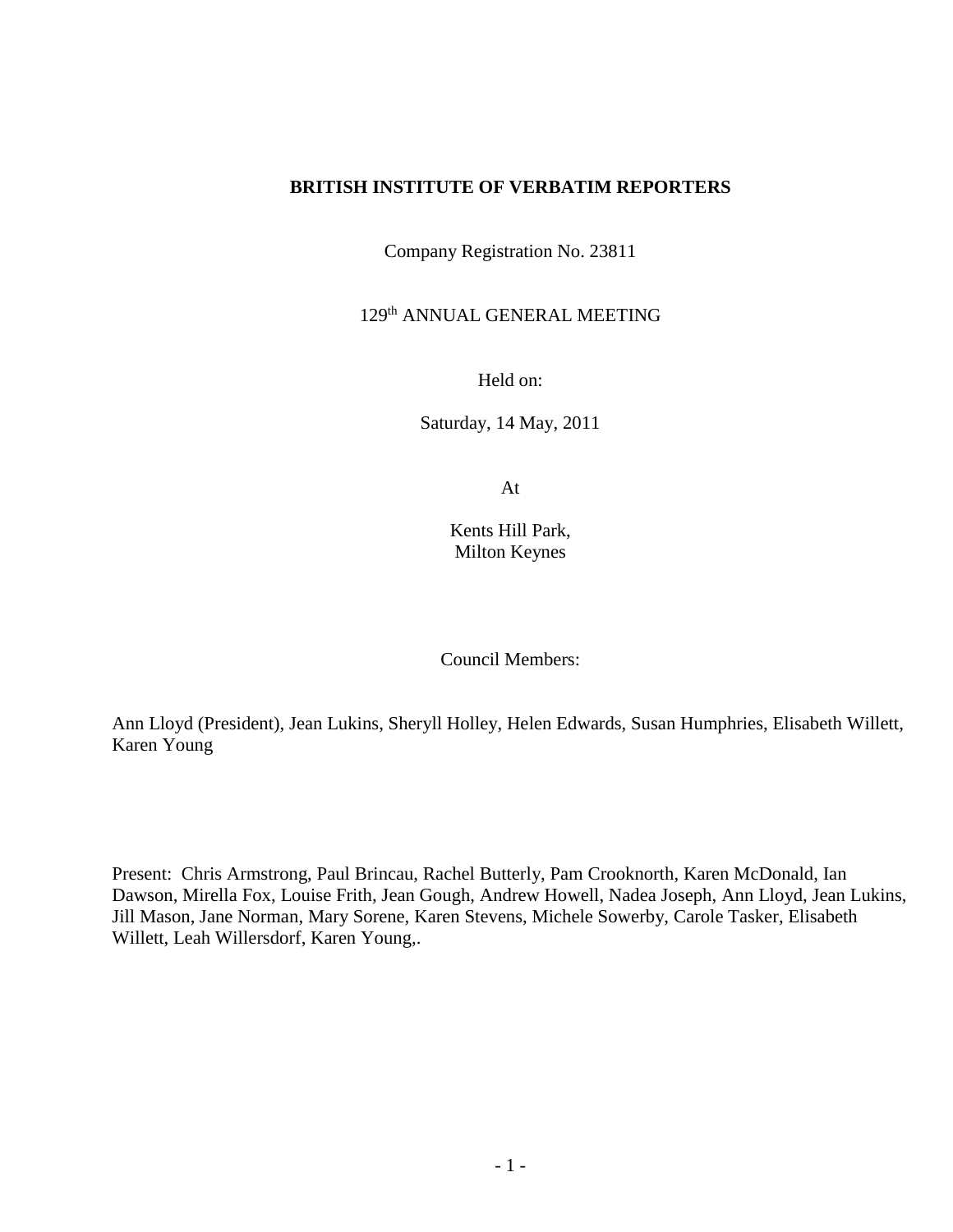**BRITISH INSTITUTE OF VERBATIM REPORTERS**

Company Registration No. 23811

129th ANNUAL GENERAL MEETING

Held on:

Saturday, 14 May, 2011

At

Kents Hill Park,
Milton Keynes

Council Members:

Ann Lloyd (President), Jean Lukins, Sheryll Holley, Helen Edwards, Susan Humphries, Elisabeth Willett, Karen Young

Present: Chris Armstrong, Paul Brincau, Rachel Butterly, Pam Crooknorth, Karen McDonald, Ian Dawson, Mirella Fox, Louise Frith, Jean Gough, Andrew Howell, Nadea Joseph, Ann Lloyd, Jean Lukins, Jill Mason, Jane Norman, Mary Sorene, Karen Stevens, Michele Sowerby, Carole Tasker, Elisabeth Willett, Leah Willersdorf, Karen Young,.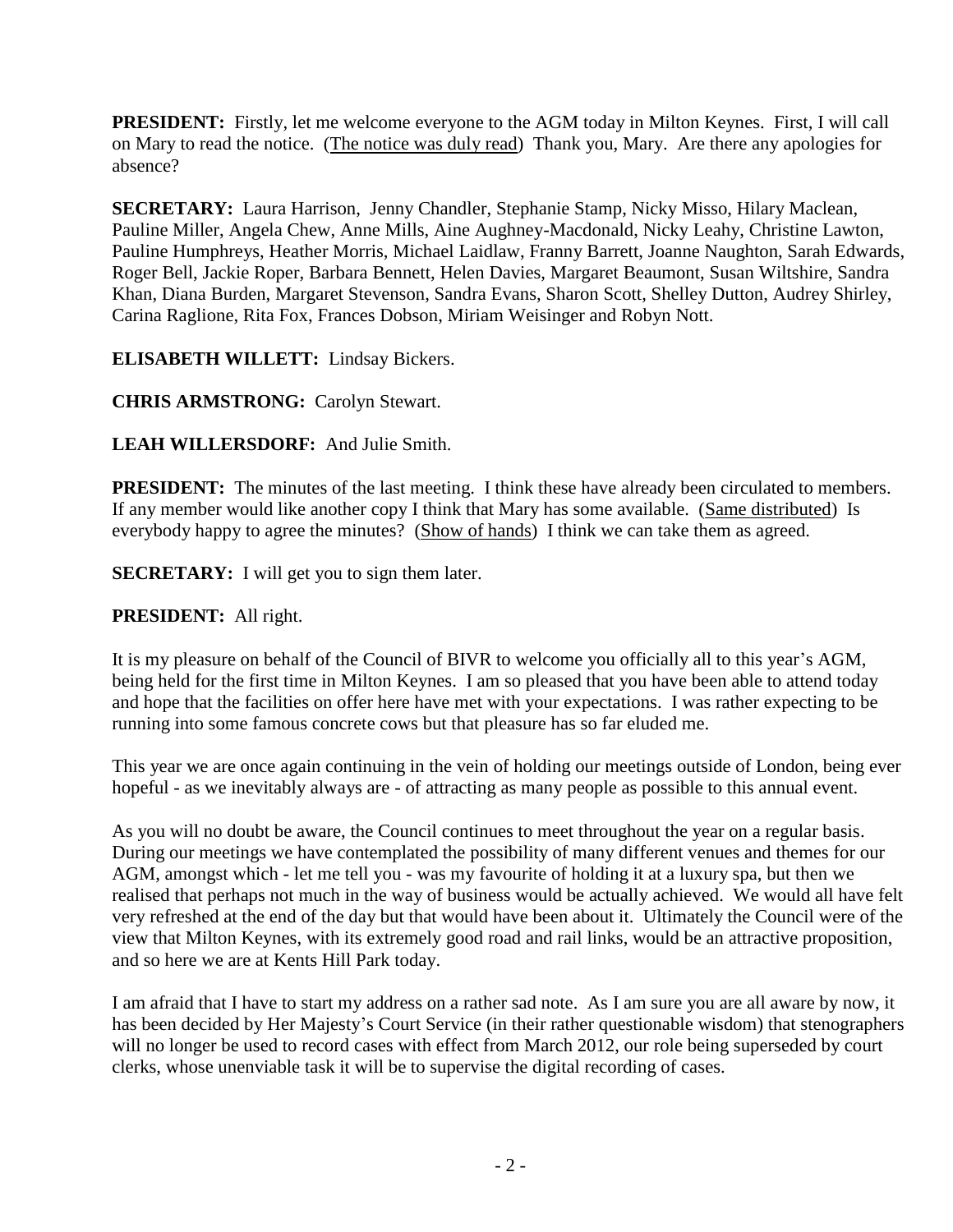**PRESIDENT:** Firstly, let me welcome everyone to the AGM today in Milton Keynes. First, I will call on Mary to read the notice. (<u>The notice was duly read</u>) Thank you, Mary. Are there any apologies for absence?

**SECRETARY:** Laura Harrison, Jenny Chandler, Stephanie Stamp, Nicky Misso, Hilary Maclean, Pauline Miller, Angela Chew, Anne Mills, Aine Aughney-Macdonald, Nicky Leahy, Christine Lawton, Pauline Humphreys, Heather Morris, Michael Laidlaw, Franny Barrett, Joanne Naughton, Sarah Edwards, Roger Bell, Jackie Roper, Barbara Bennett, Helen Davies, Margaret Beaumont, Susan Wiltshire, Sandra Khan, Diana Burden, Margaret Stevenson, Sandra Evans, Sharon Scott, Shelley Dutton, Audrey Shirley, Carina Raglione, Rita Fox, Frances Dobson, Miriam Weisinger and Robyn Nott.

**ELISABETH WILLETT:** Lindsay Bickers.

**CHRIS ARMSTRONG:** Carolyn Stewart.

**LEAH WILLERSDORF:** And Julie Smith.

**PRESIDENT:** The minutes of the last meeting. I think these have already been circulated to members. If any member would like another copy I think that Mary has some available. (<u>Same distributed</u>) Is everybody happy to agree the minutes? (<u>Show of hands</u>) I think we can take them as agreed.

**SECRETARY:** I will get you to sign them later.

**PRESIDENT:** All right.

It is my pleasure on behalf of the Council of BIVR to welcome you officially all to this year's AGM, being held for the first time in Milton Keynes. I am so pleased that you have been able to attend today and hope that the facilities on offer here have met with your expectations. I was rather expecting to be running into some famous concrete cows but that pleasure has so far eluded me.

This year we are once again continuing in the vein of holding our meetings outside of London, being ever hopeful - as we inevitably always are - of attracting as many people as possible to this annual event.

As you will no doubt be aware, the Council continues to meet throughout the year on a regular basis. During our meetings we have contemplated the possibility of many different venues and themes for our AGM, amongst which - let me tell you - was my favourite of holding it at a luxury spa, but then we realised that perhaps not much in the way of business would be actually achieved. We would all have felt very refreshed at the end of the day but that would have been about it. Ultimately the Council were of the view that Milton Keynes, with its extremely good road and rail links, would be an attractive proposition, and so here we are at Kents Hill Park today.

I am afraid that I have to start my address on a rather sad note. As I am sure you are all aware by now, it has been decided by Her Majesty's Court Service (in their rather questionable wisdom) that stenographers will no longer be used to record cases with effect from March 2012, our role being superseded by court clerks, whose unenviable task it will be to supervise the digital recording of cases.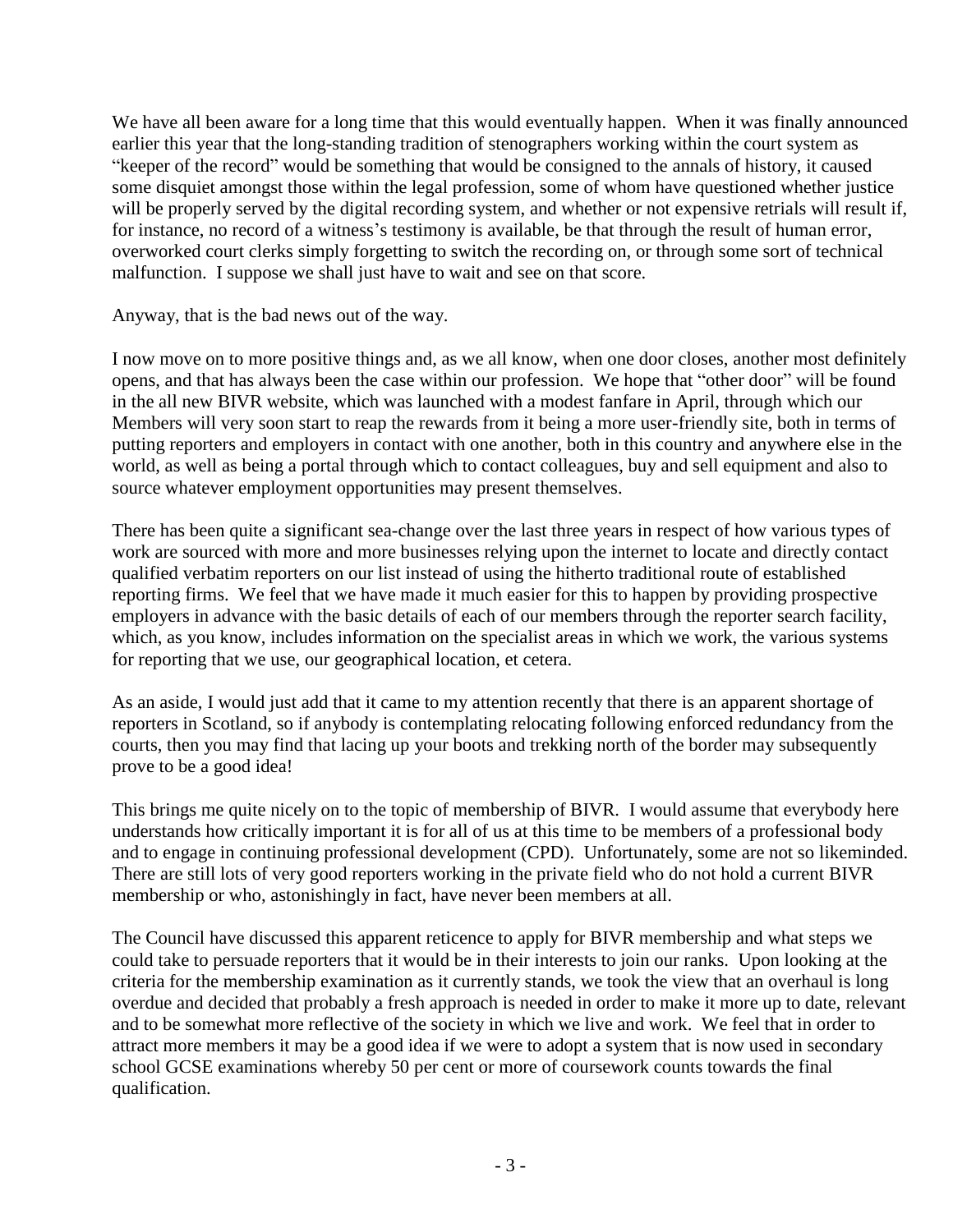We have all been aware for a long time that this would eventually happen. When it was finally announced earlier this year that the long-standing tradition of stenographers working within the court system as "keeper of the record" would be something that would be consigned to the annals of history, it caused some disquiet amongst those within the legal profession, some of whom have questioned whether justice will be properly served by the digital recording system, and whether or not expensive retrials will result if, for instance, no record of a witness's testimony is available, be that through the result of human error, overworked court clerks simply forgetting to switch the recording on, or through some sort of technical malfunction. I suppose we shall just have to wait and see on that score.

Anyway, that is the bad news out of the way.

I now move on to more positive things and, as we all know, when one door closes, another most definitely opens, and that has always been the case within our profession. We hope that "other door" will be found in the all new BIVR website, which was launched with a modest fanfare in April, through which our Members will very soon start to reap the rewards from it being a more user-friendly site, both in terms of putting reporters and employers in contact with one another, both in this country and anywhere else in the world, as well as being a portal through which to contact colleagues, buy and sell equipment and also to source whatever employment opportunities may present themselves.

There has been quite a significant sea-change over the last three years in respect of how various types of work are sourced with more and more businesses relying upon the internet to locate and directly contact qualified verbatim reporters on our list instead of using the hitherto traditional route of established reporting firms. We feel that we have made it much easier for this to happen by providing prospective employers in advance with the basic details of each of our members through the reporter search facility, which, as you know, includes information on the specialist areas in which we work, the various systems for reporting that we use, our geographical location, et cetera.

As an aside, I would just add that it came to my attention recently that there is an apparent shortage of reporters in Scotland, so if anybody is contemplating relocating following enforced redundancy from the courts, then you may find that lacing up your boots and trekking north of the border may subsequently prove to be a good idea!

This brings me quite nicely on to the topic of membership of BIVR. I would assume that everybody here understands how critically important it is for all of us at this time to be members of a professional body and to engage in continuing professional development (CPD). Unfortunately, some are not so likeminded. There are still lots of very good reporters working in the private field who do not hold a current BIVR membership or who, astonishingly in fact, have never been members at all.

The Council have discussed this apparent reticence to apply for BIVR membership and what steps we could take to persuade reporters that it would be in their interests to join our ranks. Upon looking at the criteria for the membership examination as it currently stands, we took the view that an overhaul is long overdue and decided that probably a fresh approach is needed in order to make it more up to date, relevant and to be somewhat more reflective of the society in which we live and work. We feel that in order to attract more members it may be a good idea if we were to adopt a system that is now used in secondary school GCSE examinations whereby 50 per cent or more of coursework counts towards the final qualification.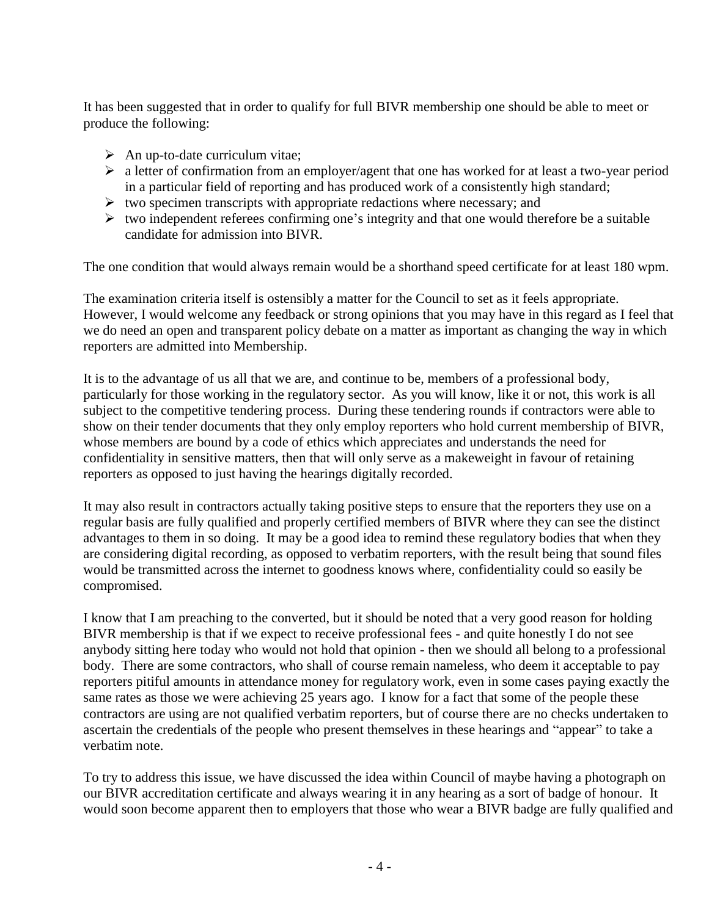It has been suggested that in order to qualify for full BIVR membership one should be able to meet or produce the following:

- An up-to-date curriculum vitae;
- a letter of confirmation from an employer/agent that one has worked for at least a two-year period in a particular field of reporting and has produced work of a consistently high standard;
- two specimen transcripts with appropriate redactions where necessary; and
- two independent referees confirming one's integrity and that one would therefore be a suitable candidate for admission into BIVR.

The one condition that would always remain would be a shorthand speed certificate for at least 180 wpm.

The examination criteria itself is ostensibly a matter for the Council to set as it feels appropriate. However, I would welcome any feedback or strong opinions that you may have in this regard as I feel that we do need an open and transparent policy debate on a matter as important as changing the way in which reporters are admitted into Membership.

It is to the advantage of us all that we are, and continue to be, members of a professional body, particularly for those working in the regulatory sector. As you will know, like it or not, this work is all subject to the competitive tendering process. During these tendering rounds if contractors were able to show on their tender documents that they only employ reporters who hold current membership of BIVR, whose members are bound by a code of ethics which appreciates and understands the need for confidentiality in sensitive matters, then that will only serve as a makeweight in favour of retaining reporters as opposed to just having the hearings digitally recorded.

It may also result in contractors actually taking positive steps to ensure that the reporters they use on a regular basis are fully qualified and properly certified members of BIVR where they can see the distinct advantages to them in so doing. It may be a good idea to remind these regulatory bodies that when they are considering digital recording, as opposed to verbatim reporters, with the result being that sound files would be transmitted across the internet to goodness knows where, confidentiality could so easily be compromised.

I know that I am preaching to the converted, but it should be noted that a very good reason for holding BIVR membership is that if we expect to receive professional fees - and quite honestly I do not see anybody sitting here today who would not hold that opinion - then we should all belong to a professional body. There are some contractors, who shall of course remain nameless, who deem it acceptable to pay reporters pitiful amounts in attendance money for regulatory work, even in some cases paying exactly the same rates as those we were achieving 25 years ago. I know for a fact that some of the people these contractors are using are not qualified verbatim reporters, but of course there are no checks undertaken to ascertain the credentials of the people who present themselves in these hearings and "appear" to take a verbatim note.

To try to address this issue, we have discussed the idea within Council of maybe having a photograph on our BIVR accreditation certificate and always wearing it in any hearing as a sort of badge of honour. It would soon become apparent then to employers that those who wear a BIVR badge are fully qualified and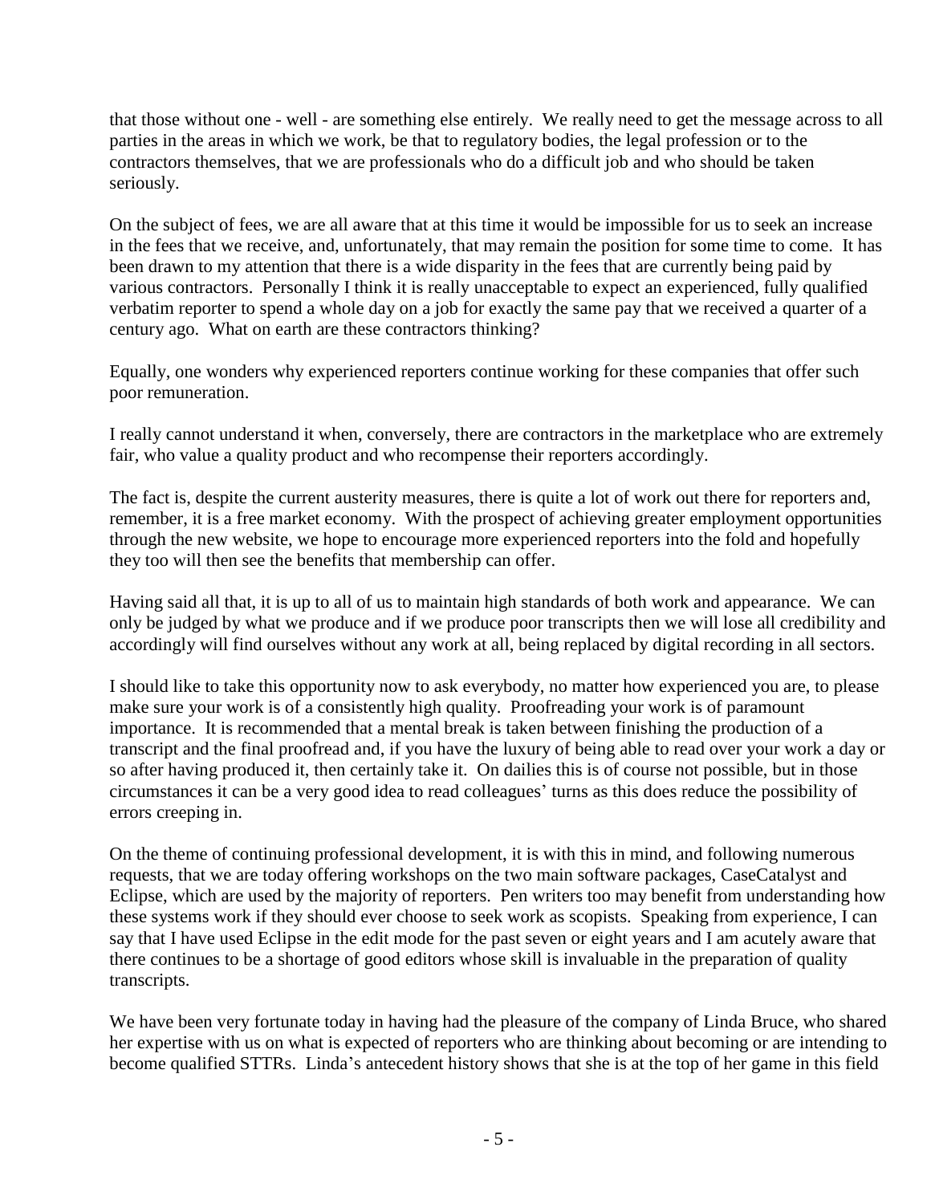that those without one - well - are something else entirely. We really need to get the message across to all parties in the areas in which we work, be that to regulatory bodies, the legal profession or to the contractors themselves, that we are professionals who do a difficult job and who should be taken seriously.

On the subject of fees, we are all aware that at this time it would be impossible for us to seek an increase in the fees that we receive, and, unfortunately, that may remain the position for some time to come. It has been drawn to my attention that there is a wide disparity in the fees that are currently being paid by various contractors. Personally I think it is really unacceptable to expect an experienced, fully qualified verbatim reporter to spend a whole day on a job for exactly the same pay that we received a quarter of a century ago. What on earth are these contractors thinking?

Equally, one wonders why experienced reporters continue working for these companies that offer such poor remuneration.

I really cannot understand it when, conversely, there are contractors in the marketplace who are extremely fair, who value a quality product and who recompense their reporters accordingly.

The fact is, despite the current austerity measures, there is quite a lot of work out there for reporters and, remember, it is a free market economy. With the prospect of achieving greater employment opportunities through the new website, we hope to encourage more experienced reporters into the fold and hopefully they too will then see the benefits that membership can offer.

Having said all that, it is up to all of us to maintain high standards of both work and appearance. We can only be judged by what we produce and if we produce poor transcripts then we will lose all credibility and accordingly will find ourselves without any work at all, being replaced by digital recording in all sectors.

I should like to take this opportunity now to ask everybody, no matter how experienced you are, to please make sure your work is of a consistently high quality. Proofreading your work is of paramount importance. It is recommended that a mental break is taken between finishing the production of a transcript and the final proofread and, if you have the luxury of being able to read over your work a day or so after having produced it, then certainly take it. On dailies this is of course not possible, but in those circumstances it can be a very good idea to read colleagues' turns as this does reduce the possibility of errors creeping in.

On the theme of continuing professional development, it is with this in mind, and following numerous requests, that we are today offering workshops on the two main software packages, CaseCatalyst and Eclipse, which are used by the majority of reporters. Pen writers too may benefit from understanding how these systems work if they should ever choose to seek work as scopists. Speaking from experience, I can say that I have used Eclipse in the edit mode for the past seven or eight years and I am acutely aware that there continues to be a shortage of good editors whose skill is invaluable in the preparation of quality transcripts.

We have been very fortunate today in having had the pleasure of the company of Linda Bruce, who shared her expertise with us on what is expected of reporters who are thinking about becoming or are intending to become qualified STTRs. Linda's antecedent history shows that she is at the top of her game in this field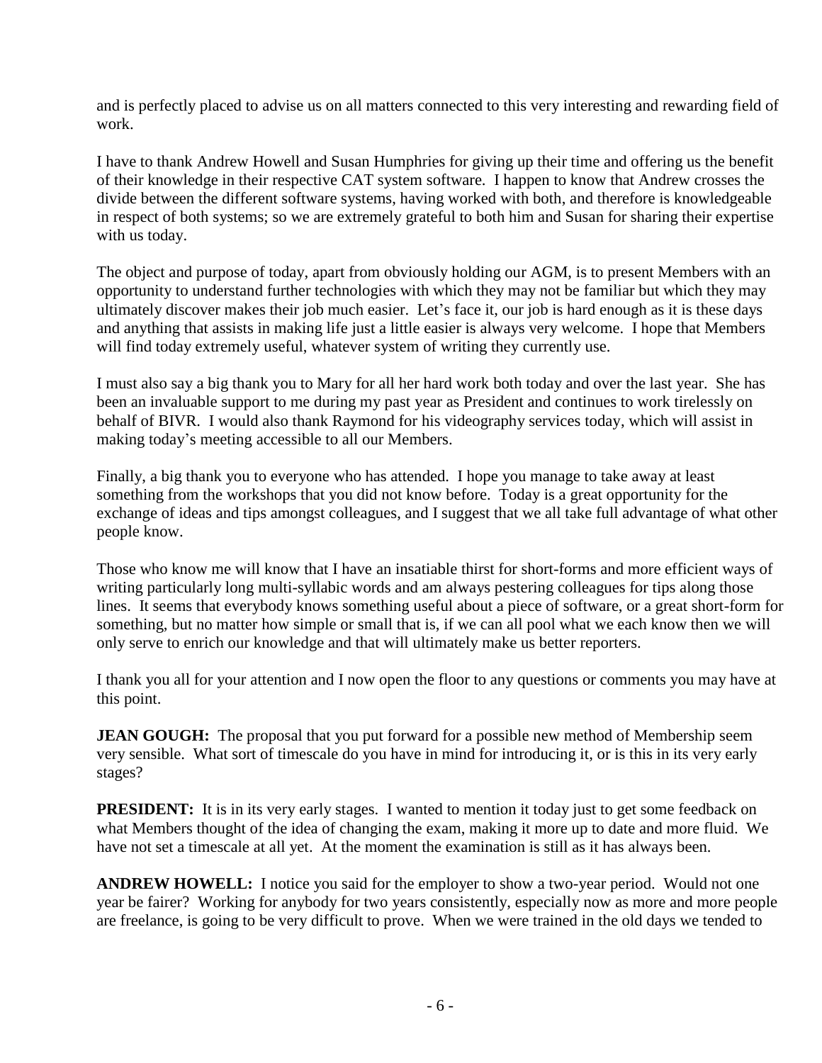and is perfectly placed to advise us on all matters connected to this very interesting and rewarding field of work.

I have to thank Andrew Howell and Susan Humphries for giving up their time and offering us the benefit of their knowledge in their respective CAT system software. I happen to know that Andrew crosses the divide between the different software systems, having worked with both, and therefore is knowledgeable in respect of both systems; so we are extremely grateful to both him and Susan for sharing their expertise with us today.

The object and purpose of today, apart from obviously holding our AGM, is to present Members with an opportunity to understand further technologies with which they may not be familiar but which they may ultimately discover makes their job much easier. Let's face it, our job is hard enough as it is these days and anything that assists in making life just a little easier is always very welcome. I hope that Members will find today extremely useful, whatever system of writing they currently use.

I must also say a big thank you to Mary for all her hard work both today and over the last year. She has been an invaluable support to me during my past year as President and continues to work tirelessly on behalf of BIVR. I would also thank Raymond for his videography services today, which will assist in making today's meeting accessible to all our Members.

Finally, a big thank you to everyone who has attended. I hope you manage to take away at least something from the workshops that you did not know before. Today is a great opportunity for the exchange of ideas and tips amongst colleagues, and I suggest that we all take full advantage of what other people know.

Those who know me will know that I have an insatiable thirst for short-forms and more efficient ways of writing particularly long multi-syllabic words and am always pestering colleagues for tips along those lines. It seems that everybody knows something useful about a piece of software, or a great short-form for something, but no matter how simple or small that is, if we can all pool what we each know then we will only serve to enrich our knowledge and that will ultimately make us better reporters.

I thank you all for your attention and I now open the floor to any questions or comments you may have at this point.

**JEAN GOUGH:** The proposal that you put forward for a possible new method of Membership seem very sensible. What sort of timescale do you have in mind for introducing it, or is this in its very early stages?

**PRESIDENT:** It is in its very early stages. I wanted to mention it today just to get some feedback on what Members thought of the idea of changing the exam, making it more up to date and more fluid. We have not set a timescale at all yet. At the moment the examination is still as it has always been.

**ANDREW HOWELL:** I notice you said for the employer to show a two-year period. Would not one year be fairer? Working for anybody for two years consistently, especially now as more and more people are freelance, is going to be very difficult to prove. When we were trained in the old days we tended to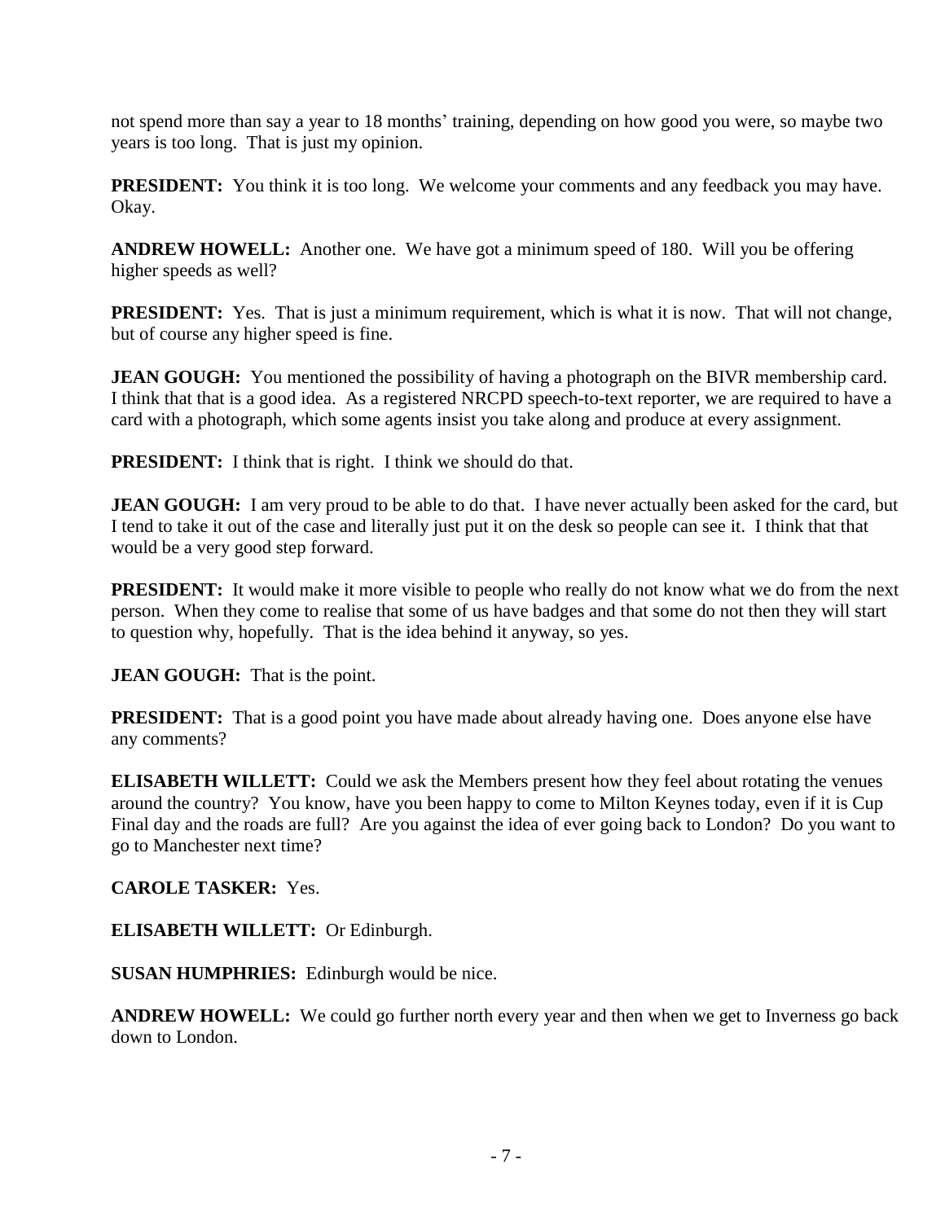not spend more than say a year to 18 months' training, depending on how good you were, so maybe two years is too long. That is just my opinion.

**PRESIDENT:** You think it is too long. We welcome your comments and any feedback you may have. Okay.

**ANDREW HOWELL:** Another one. We have got a minimum speed of 180. Will you be offering higher speeds as well?

**PRESIDENT:** Yes. That is just a minimum requirement, which is what it is now. That will not change, but of course any higher speed is fine.

**JEAN GOUGH:** You mentioned the possibility of having a photograph on the BIVR membership card. I think that that is a good idea. As a registered NRCPD speech-to-text reporter, we are required to have a card with a photograph, which some agents insist you take along and produce at every assignment.

**PRESIDENT:** I think that is right. I think we should do that.

**JEAN GOUGH:** I am very proud to be able to do that. I have never actually been asked for the card, but I tend to take it out of the case and literally just put it on the desk so people can see it. I think that that would be a very good step forward.

**PRESIDENT:** It would make it more visible to people who really do not know what we do from the next person. When they come to realise that some of us have badges and that some do not then they will start to question why, hopefully. That is the idea behind it anyway, so yes.

**JEAN GOUGH:** That is the point.

**PRESIDENT:** That is a good point you have made about already having one. Does anyone else have any comments?

**ELISABETH WILLETT:** Could we ask the Members present how they feel about rotating the venues around the country? You know, have you been happy to come to Milton Keynes today, even if it is Cup Final day and the roads are full? Are you against the idea of ever going back to London? Do you want to go to Manchester next time?

**CAROLE TASKER:** Yes.

**ELISABETH WILLETT:** Or Edinburgh.

**SUSAN HUMPHRIES:** Edinburgh would be nice.

**ANDREW HOWELL:** We could go further north every year and then when we get to Inverness go back down to London.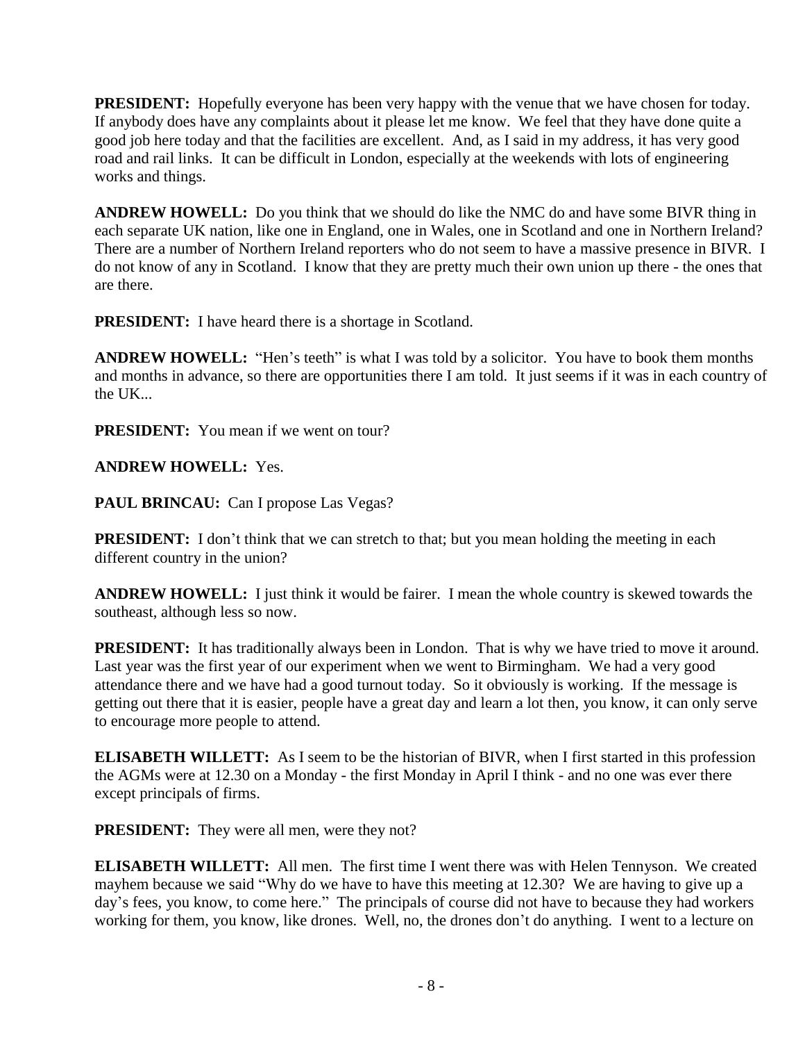**PRESIDENT:** Hopefully everyone has been very happy with the venue that we have chosen for today. If anybody does have any complaints about it please let me know. We feel that they have done quite a good job here today and that the facilities are excellent. And, as I said in my address, it has very good road and rail links. It can be difficult in London, especially at the weekends with lots of engineering works and things.

**ANDREW HOWELL:** Do you think that we should do like the NMC do and have some BIVR thing in each separate UK nation, like one in England, one in Wales, one in Scotland and one in Northern Ireland? There are a number of Northern Ireland reporters who do not seem to have a massive presence in BIVR. I do not know of any in Scotland. I know that they are pretty much their own union up there - the ones that are there.

**PRESIDENT:** I have heard there is a shortage in Scotland.

**ANDREW HOWELL:** "Hen's teeth" is what I was told by a solicitor. You have to book them months and months in advance, so there are opportunities there I am told. It just seems if it was in each country of the UK...

**PRESIDENT:** You mean if we went on tour?

**ANDREW HOWELL:** Yes.

**PAUL BRINCAU:** Can I propose Las Vegas?

**PRESIDENT:** I don't think that we can stretch to that; but you mean holding the meeting in each different country in the union?

**ANDREW HOWELL:** I just think it would be fairer. I mean the whole country is skewed towards the southeast, although less so now.

**PRESIDENT:** It has traditionally always been in London. That is why we have tried to move it around. Last year was the first year of our experiment when we went to Birmingham. We had a very good attendance there and we have had a good turnout today. So it obviously is working. If the message is getting out there that it is easier, people have a great day and learn a lot then, you know, it can only serve to encourage more people to attend.

**ELISABETH WILLETT:** As I seem to be the historian of BIVR, when I first started in this profession the AGMs were at 12.30 on a Monday - the first Monday in April I think - and no one was ever there except principals of firms.

**PRESIDENT:** They were all men, were they not?

**ELISABETH WILLETT:** All men. The first time I went there was with Helen Tennyson. We created mayhem because we said "Why do we have to have this meeting at 12.30? We are having to give up a day's fees, you know, to come here." The principals of course did not have to because they had workers working for them, you know, like drones. Well, no, the drones don't do anything. I went to a lecture on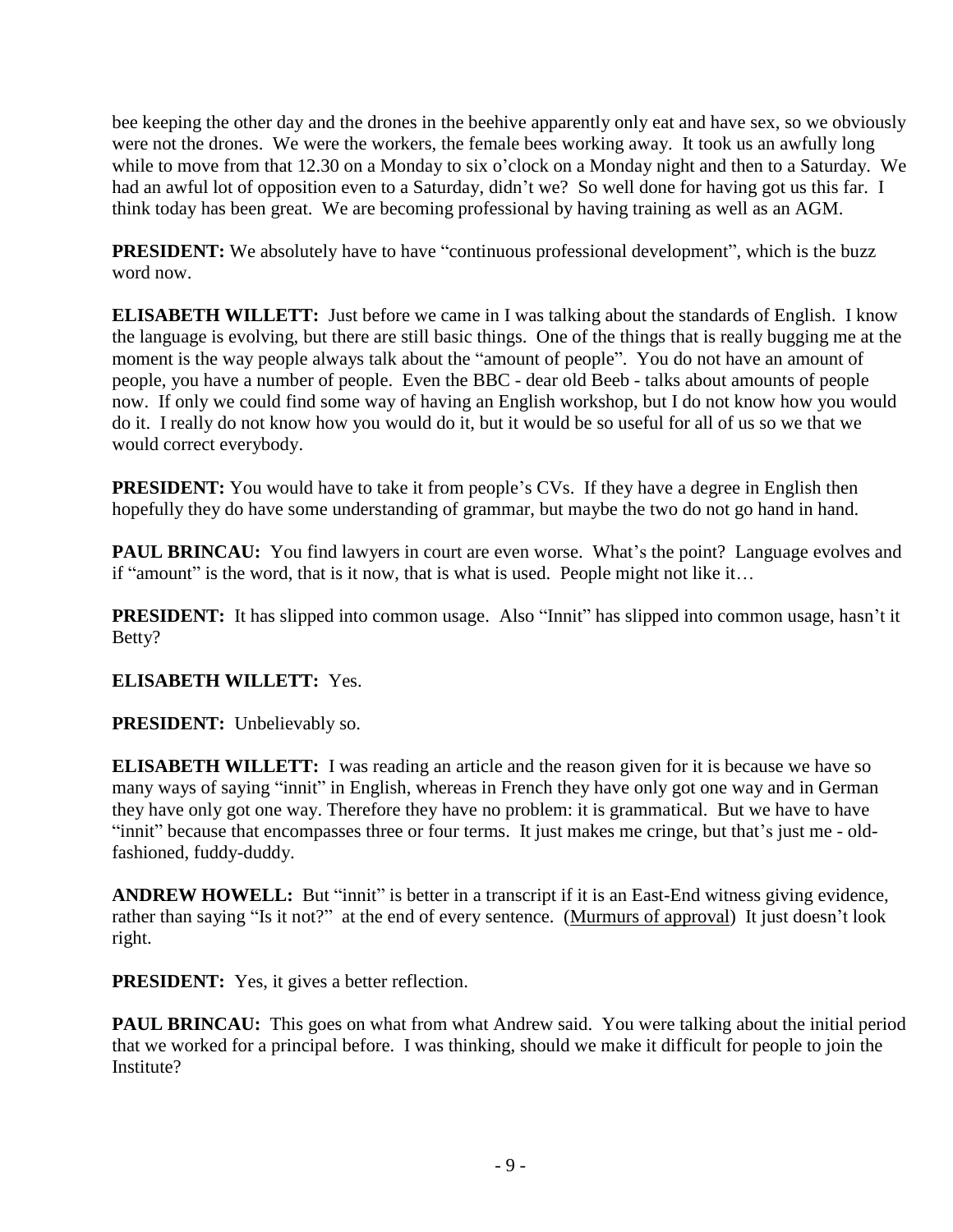bee keeping the other day and the drones in the beehive apparently only eat and have sex, so we obviously were not the drones. We were the workers, the female bees working away. It took us an awfully long while to move from that 12.30 on a Monday to six o'clock on a Monday night and then to a Saturday. We had an awful lot of opposition even to a Saturday, didn't we? So well done for having got us this far. I think today has been great. We are becoming professional by having training as well as an AGM.

**PRESIDENT:** We absolutely have to have "continuous professional development", which is the buzz word now.

**ELISABETH WILLETT:** Just before we came in I was talking about the standards of English. I know the language is evolving, but there are still basic things. One of the things that is really bugging me at the moment is the way people always talk about the "amount of people". You do not have an amount of people, you have a number of people. Even the BBC - dear old Beeb - talks about amounts of people now. If only we could find some way of having an English workshop, but I do not know how you would do it. I really do not know how you would do it, but it would be so useful for all of us so we that we would correct everybody.

**PRESIDENT:** You would have to take it from people's CVs. If they have a degree in English then hopefully they do have some understanding of grammar, but maybe the two do not go hand in hand.

**PAUL BRINCAU:** You find lawyers in court are even worse. What's the point? Language evolves and if "amount" is the word, that is it now, that is what is used. People might not like it…

**PRESIDENT:** It has slipped into common usage. Also "Innit" has slipped into common usage, hasn't it Betty?

**ELISABETH WILLETT:** Yes.

**PRESIDENT:** Unbelievably so.

**ELISABETH WILLETT:** I was reading an article and the reason given for it is because we have so many ways of saying "innit" in English, whereas in French they have only got one way and in German they have only got one way. Therefore they have no problem: it is grammatical. But we have to have "innit" because that encompasses three or four terms. It just makes me cringe, but that's just me - old-fashioned, fuddy-duddy.

**ANDREW HOWELL:** But "innit" is better in a transcript if it is an East-End witness giving evidence, rather than saying "Is it not?" at the end of every sentence. (Murmurs of approval) It just doesn't look right.

**PRESIDENT:** Yes, it gives a better reflection.

**PAUL BRINCAU:** This goes on what from what Andrew said. You were talking about the initial period that we worked for a principal before. I was thinking, should we make it difficult for people to join the Institute?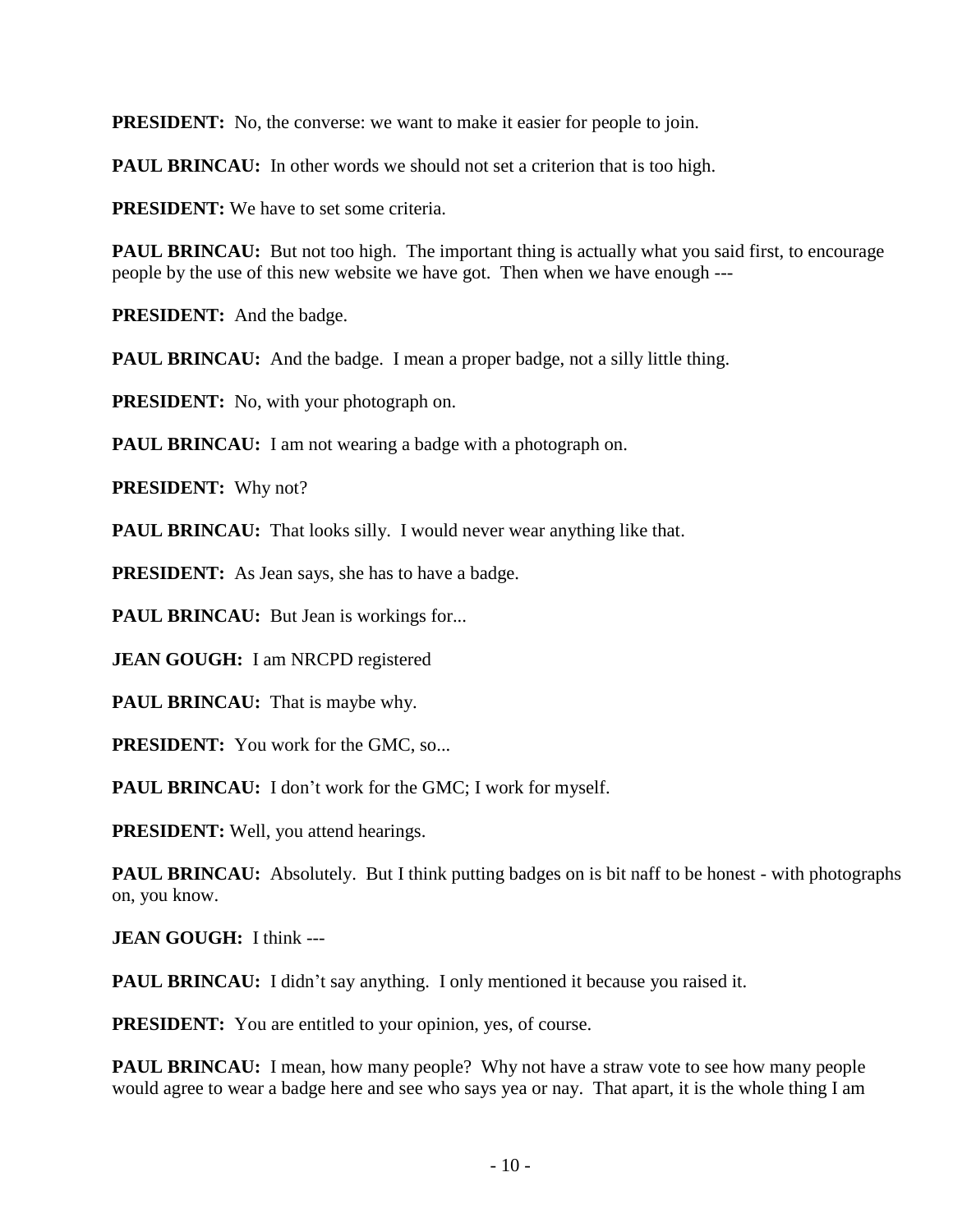**PRESIDENT:** No, the converse: we want to make it easier for people to join.

**PAUL BRINCAU:** In other words we should not set a criterion that is too high.

**PRESIDENT:** We have to set some criteria.

**PAUL BRINCAU:** But not too high. The important thing is actually what you said first, to encourage people by the use of this new website we have got. Then when we have enough ---

**PRESIDENT:** And the badge.

**PAUL BRINCAU:** And the badge. I mean a proper badge, not a silly little thing.

**PRESIDENT:** No, with your photograph on.

**PAUL BRINCAU:** I am not wearing a badge with a photograph on.

**PRESIDENT:** Why not?

**PAUL BRINCAU:** That looks silly. I would never wear anything like that.

**PRESIDENT:** As Jean says, she has to have a badge.

**PAUL BRINCAU:** But Jean is workings for...

**JEAN GOUGH:** I am NRCPD registered

**PAUL BRINCAU:** That is maybe why.

**PRESIDENT:** You work for the GMC, so...

**PAUL BRINCAU:** I don't work for the GMC; I work for myself.

**PRESIDENT:** Well, you attend hearings.

**PAUL BRINCAU:** Absolutely. But I think putting badges on is bit naff to be honest - with photographs on, you know.

**JEAN GOUGH:** I think ---

**PAUL BRINCAU:** I didn't say anything. I only mentioned it because you raised it.

**PRESIDENT:** You are entitled to your opinion, yes, of course.

**PAUL BRINCAU:** I mean, how many people? Why not have a straw vote to see how many people would agree to wear a badge here and see who says yea or nay. That apart, it is the whole thing I am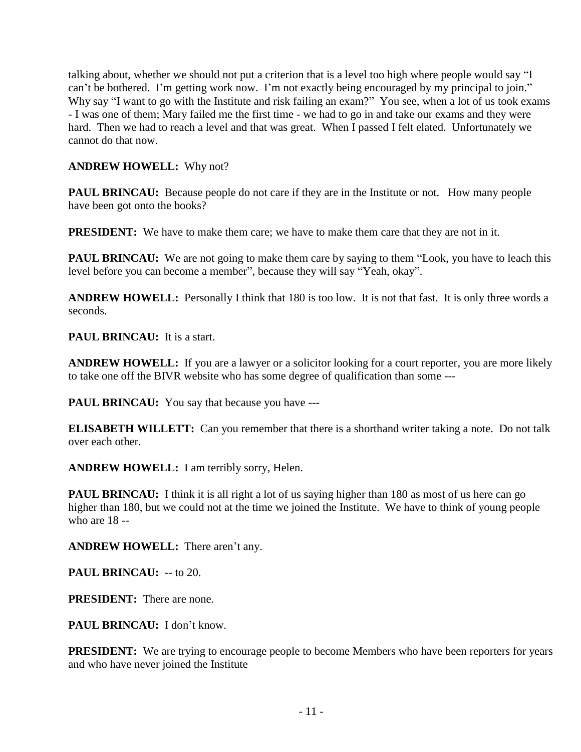talking about, whether we should not put a criterion that is a level too high where people would say "I can't be bothered. I'm getting work now. I'm not exactly being encouraged by my principal to join." Why say "I want to go with the Institute and risk failing an exam?" You see, when a lot of us took exams - I was one of them; Mary failed me the first time - we had to go in and take our exams and they were hard. Then we had to reach a level and that was great. When I passed I felt elated. Unfortunately we cannot do that now.

**ANDREW HOWELL:** Why not?

**PAUL BRINCAU:** Because people do not care if they are in the Institute or not. How many people have been got onto the books?

**PRESIDENT:** We have to make them care; we have to make them care that they are not in it.

**PAUL BRINCAU:** We are not going to make them care by saying to them "Look, you have to leach this level before you can become a member", because they will say "Yeah, okay".

**ANDREW HOWELL:** Personally I think that 180 is too low. It is not that fast. It is only three words a seconds.

**PAUL BRINCAU:** It is a start.

**ANDREW HOWELL:** If you are a lawyer or a solicitor looking for a court reporter, you are more likely to take one off the BIVR website who has some degree of qualification than some ---

**PAUL BRINCAU:** You say that because you have ---

**ELISABETH WILLETT:** Can you remember that there is a shorthand writer taking a note. Do not talk over each other.

**ANDREW HOWELL:** I am terribly sorry, Helen.

**PAUL BRINCAU:** I think it is all right a lot of us saying higher than 180 as most of us here can go higher than 180, but we could not at the time we joined the Institute. We have to think of young people who are 18 --

**ANDREW HOWELL:** There aren't any.

**PAUL BRINCAU:** -- to 20.

**PRESIDENT:** There are none.

**PAUL BRINCAU:** I don't know.

**PRESIDENT:** We are trying to encourage people to become Members who have been reporters for years and who have never joined the Institute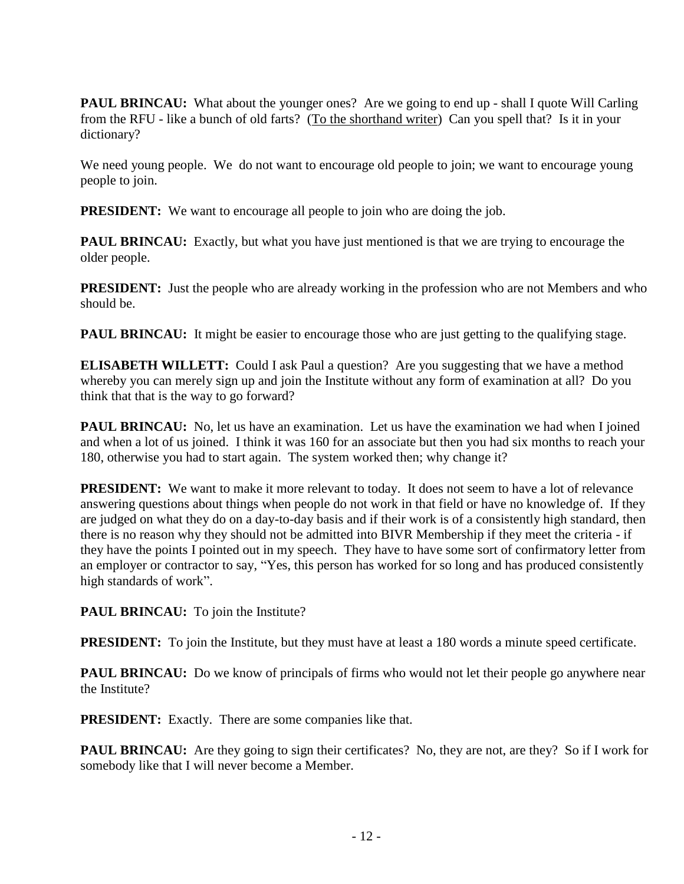**PAUL BRINCAU:** What about the younger ones? Are we going to end up - shall I quote Will Carling from the RFU - like a bunch of old farts? (To the shorthand writer) Can you spell that? Is it in your dictionary?

We need young people. We do not want to encourage old people to join; we want to encourage young people to join.

**PRESIDENT:** We want to encourage all people to join who are doing the job.

**PAUL BRINCAU:** Exactly, but what you have just mentioned is that we are trying to encourage the older people.

**PRESIDENT:** Just the people who are already working in the profession who are not Members and who should be.

**PAUL BRINCAU:** It might be easier to encourage those who are just getting to the qualifying stage.

**ELISABETH WILLETT:** Could I ask Paul a question? Are you suggesting that we have a method whereby you can merely sign up and join the Institute without any form of examination at all? Do you think that that is the way to go forward?

**PAUL BRINCAU:** No, let us have an examination. Let us have the examination we had when I joined and when a lot of us joined. I think it was 160 for an associate but then you had six months to reach your 180, otherwise you had to start again. The system worked then; why change it?

**PRESIDENT:** We want to make it more relevant to today. It does not seem to have a lot of relevance answering questions about things when people do not work in that field or have no knowledge of. If they are judged on what they do on a day-to-day basis and if their work is of a consistently high standard, then there is no reason why they should not be admitted into BIVR Membership if they meet the criteria - if they have the points I pointed out in my speech. They have to have some sort of confirmatory letter from an employer or contractor to say, "Yes, this person has worked for so long and has produced consistently high standards of work".

**PAUL BRINCAU:** To join the Institute?

**PRESIDENT:** To join the Institute, but they must have at least a 180 words a minute speed certificate.

**PAUL BRINCAU:** Do we know of principals of firms who would not let their people go anywhere near the Institute?

**PRESIDENT:** Exactly. There are some companies like that.

**PAUL BRINCAU:** Are they going to sign their certificates? No, they are not, are they? So if I work for somebody like that I will never become a Member.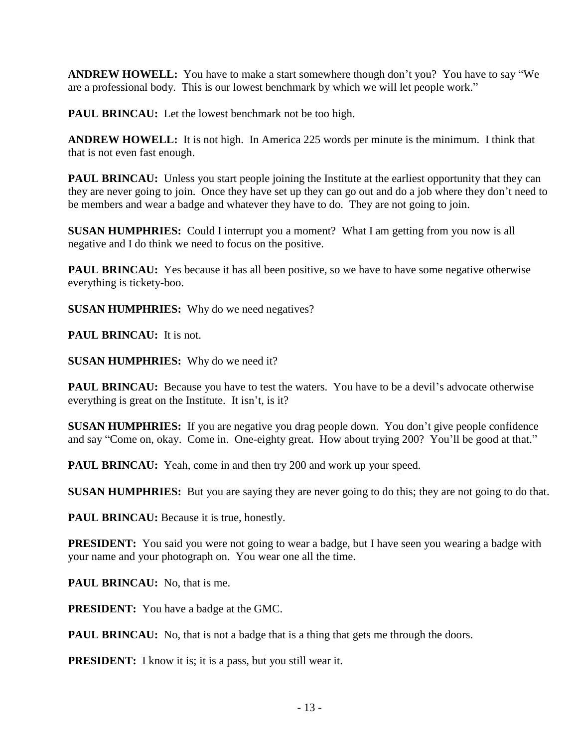**ANDREW HOWELL:** You have to make a start somewhere though don't you? You have to say "We are a professional body. This is our lowest benchmark by which we will let people work."

**PAUL BRINCAU:** Let the lowest benchmark not be too high.

**ANDREW HOWELL:** It is not high. In America 225 words per minute is the minimum. I think that that is not even fast enough.

**PAUL BRINCAU:** Unless you start people joining the Institute at the earliest opportunity that they can they are never going to join. Once they have set up they can go out and do a job where they don't need to be members and wear a badge and whatever they have to do. They are not going to join.

**SUSAN HUMPHRIES:** Could I interrupt you a moment? What I am getting from you now is all negative and I do think we need to focus on the positive.

**PAUL BRINCAU:** Yes because it has all been positive, so we have to have some negative otherwise everything is tickety-boo.

**SUSAN HUMPHRIES:** Why do we need negatives?

**PAUL BRINCAU:** It is not.

**SUSAN HUMPHRIES:** Why do we need it?

**PAUL BRINCAU:** Because you have to test the waters. You have to be a devil's advocate otherwise everything is great on the Institute. It isn't, is it?

**SUSAN HUMPHRIES:** If you are negative you drag people down. You don't give people confidence and say "Come on, okay. Come in. One-eighty great. How about trying 200? You'll be good at that."

**PAUL BRINCAU:** Yeah, come in and then try 200 and work up your speed.

**SUSAN HUMPHRIES:** But you are saying they are never going to do this; they are not going to do that.

**PAUL BRINCAU:** Because it is true, honestly.

**PRESIDENT:** You said you were not going to wear a badge, but I have seen you wearing a badge with your name and your photograph on. You wear one all the time.

**PAUL BRINCAU:** No, that is me.

**PRESIDENT:** You have a badge at the GMC.

**PAUL BRINCAU:** No, that is not a badge that is a thing that gets me through the doors.

**PRESIDENT:** I know it is; it is a pass, but you still wear it.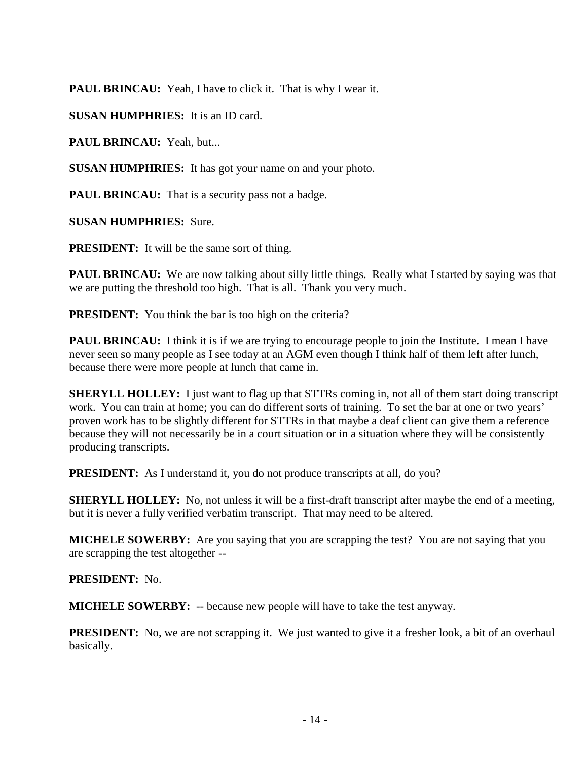**PAUL BRINCAU:** Yeah, I have to click it. That is why I wear it.

**SUSAN HUMPHRIES:** It is an ID card.

**PAUL BRINCAU:** Yeah, but...

**SUSAN HUMPHRIES:** It has got your name on and your photo.

**PAUL BRINCAU:** That is a security pass not a badge.

**SUSAN HUMPHRIES:** Sure.

**PRESIDENT:** It will be the same sort of thing.

**PAUL BRINCAU:** We are now talking about silly little things. Really what I started by saying was that we are putting the threshold too high. That is all. Thank you very much.

**PRESIDENT:** You think the bar is too high on the criteria?

**PAUL BRINCAU:** I think it is if we are trying to encourage people to join the Institute. I mean I have never seen so many people as I see today at an AGM even though I think half of them left after lunch, because there were more people at lunch that came in.

**SHERYLL HOLLEY:** I just want to flag up that STTRs coming in, not all of them start doing transcript work. You can train at home; you can do different sorts of training. To set the bar at one or two years' proven work has to be slightly different for STTRs in that maybe a deaf client can give them a reference because they will not necessarily be in a court situation or in a situation where they will be consistently producing transcripts.

**PRESIDENT:** As I understand it, you do not produce transcripts at all, do you?

**SHERYLL HOLLEY:** No, not unless it will be a first-draft transcript after maybe the end of a meeting, but it is never a fully verified verbatim transcript. That may need to be altered.

**MICHELE SOWERBY:** Are you saying that you are scrapping the test? You are not saying that you are scrapping the test altogether --

**PRESIDENT:** No.

**MICHELE SOWERBY:** -- because new people will have to take the test anyway.

**PRESIDENT:** No, we are not scrapping it. We just wanted to give it a fresher look, a bit of an overhaul basically.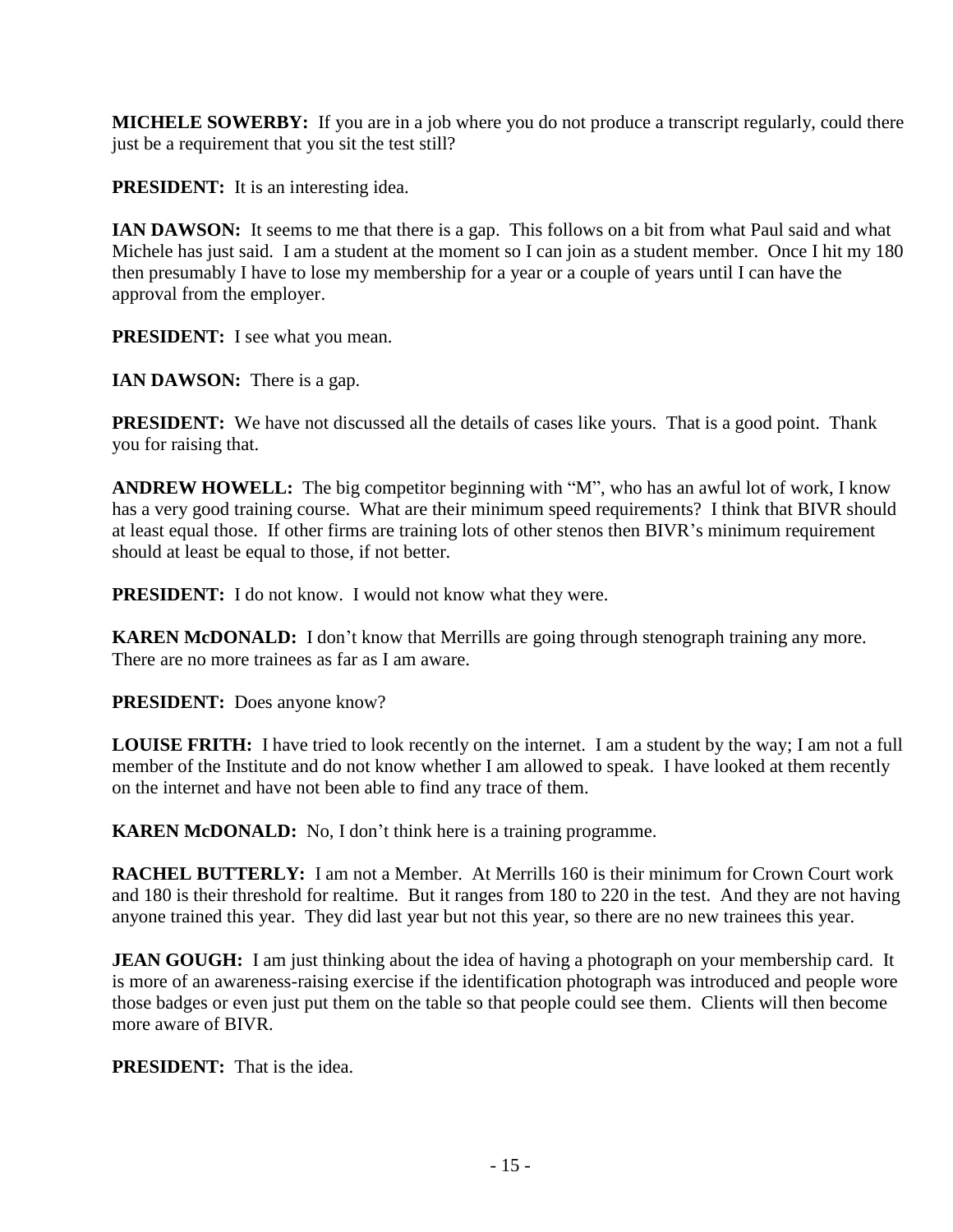**MICHELE SOWERBY:** If you are in a job where you do not produce a transcript regularly, could there just be a requirement that you sit the test still?

**PRESIDENT:** It is an interesting idea.

**IAN DAWSON:** It seems to me that there is a gap. This follows on a bit from what Paul said and what Michele has just said. I am a student at the moment so I can join as a student member. Once I hit my 180 then presumably I have to lose my membership for a year or a couple of years until I can have the approval from the employer.

**PRESIDENT:** I see what you mean.

**IAN DAWSON:** There is a gap.

**PRESIDENT:** We have not discussed all the details of cases like yours. That is a good point. Thank you for raising that.

**ANDREW HOWELL:** The big competitor beginning with "M", who has an awful lot of work, I know has a very good training course. What are their minimum speed requirements? I think that BIVR should at least equal those. If other firms are training lots of other stenos then BIVR's minimum requirement should at least be equal to those, if not better.

**PRESIDENT:** I do not know. I would not know what they were.

**KAREN McDONALD:** I don't know that Merrills are going through stenograph training any more. There are no more trainees as far as I am aware.

**PRESIDENT:** Does anyone know?

**LOUISE FRITH:** I have tried to look recently on the internet. I am a student by the way; I am not a full member of the Institute and do not know whether I am allowed to speak. I have looked at them recently on the internet and have not been able to find any trace of them.

**KAREN McDONALD:** No, I don't think here is a training programme.

**RACHEL BUTTERLY:** I am not a Member. At Merrills 160 is their minimum for Crown Court work and 180 is their threshold for realtime. But it ranges from 180 to 220 in the test. And they are not having anyone trained this year. They did last year but not this year, so there are no new trainees this year.

**JEAN GOUGH:** I am just thinking about the idea of having a photograph on your membership card. It is more of an awareness-raising exercise if the identification photograph was introduced and people wore those badges or even just put them on the table so that people could see them. Clients will then become more aware of BIVR.

**PRESIDENT:** That is the idea.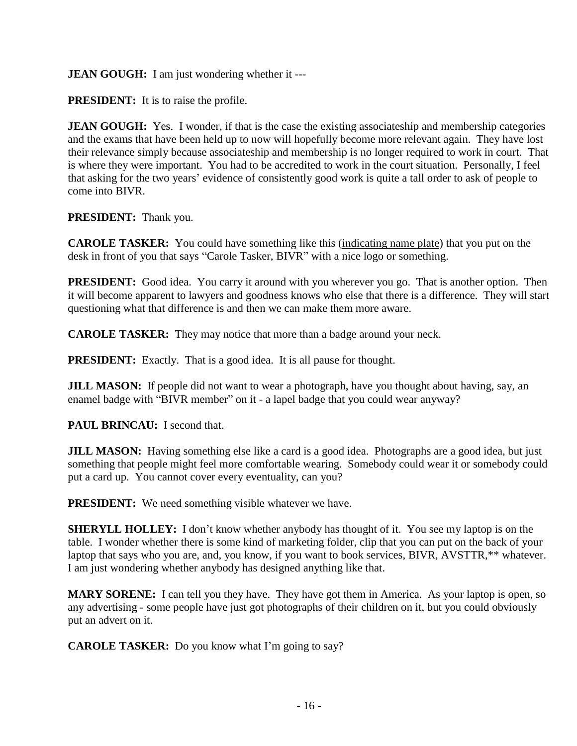**JEAN GOUGH:** I am just wondering whether it ---

**PRESIDENT:** It is to raise the profile.

**JEAN GOUGH:** Yes. I wonder, if that is the case the existing associateship and membership categories and the exams that have been held up to now will hopefully become more relevant again. They have lost their relevance simply because associateship and membership is no longer required to work in court. That is where they were important. You had to be accredited to work in the court situation. Personally, I feel that asking for the two years' evidence of consistently good work is quite a tall order to ask of people to come into BIVR.

**PRESIDENT:** Thank you.

**CAROLE TASKER:** You could have something like this (indicating name plate) that you put on the desk in front of you that says "Carole Tasker, BIVR" with a nice logo or something.

**PRESIDENT:** Good idea. You carry it around with you wherever you go. That is another option. Then it will become apparent to lawyers and goodness knows who else that there is a difference. They will start questioning what that difference is and then we can make them more aware.

**CAROLE TASKER:** They may notice that more than a badge around your neck.

**PRESIDENT:** Exactly. That is a good idea. It is all pause for thought.

**JILL MASON:** If people did not want to wear a photograph, have you thought about having, say, an enamel badge with "BIVR member" on it - a lapel badge that you could wear anyway?

**PAUL BRINCAU:** I second that.

**JILL MASON:** Having something else like a card is a good idea. Photographs are a good idea, but just something that people might feel more comfortable wearing. Somebody could wear it or somebody could put a card up. You cannot cover every eventuality, can you?

**PRESIDENT:** We need something visible whatever we have.

**SHERYLL HOLLEY:** I don't know whether anybody has thought of it. You see my laptop is on the table. I wonder whether there is some kind of marketing folder, clip that you can put on the back of your laptop that says who you are, and, you know, if you want to book services, BIVR, AVSTTR,** whatever. I am just wondering whether anybody has designed anything like that.

**MARY SORENE:** I can tell you they have. They have got them in America. As your laptop is open, so any advertising - some people have just got photographs of their children on it, but you could obviously put an advert on it.

**CAROLE TASKER:** Do you know what I'm going to say?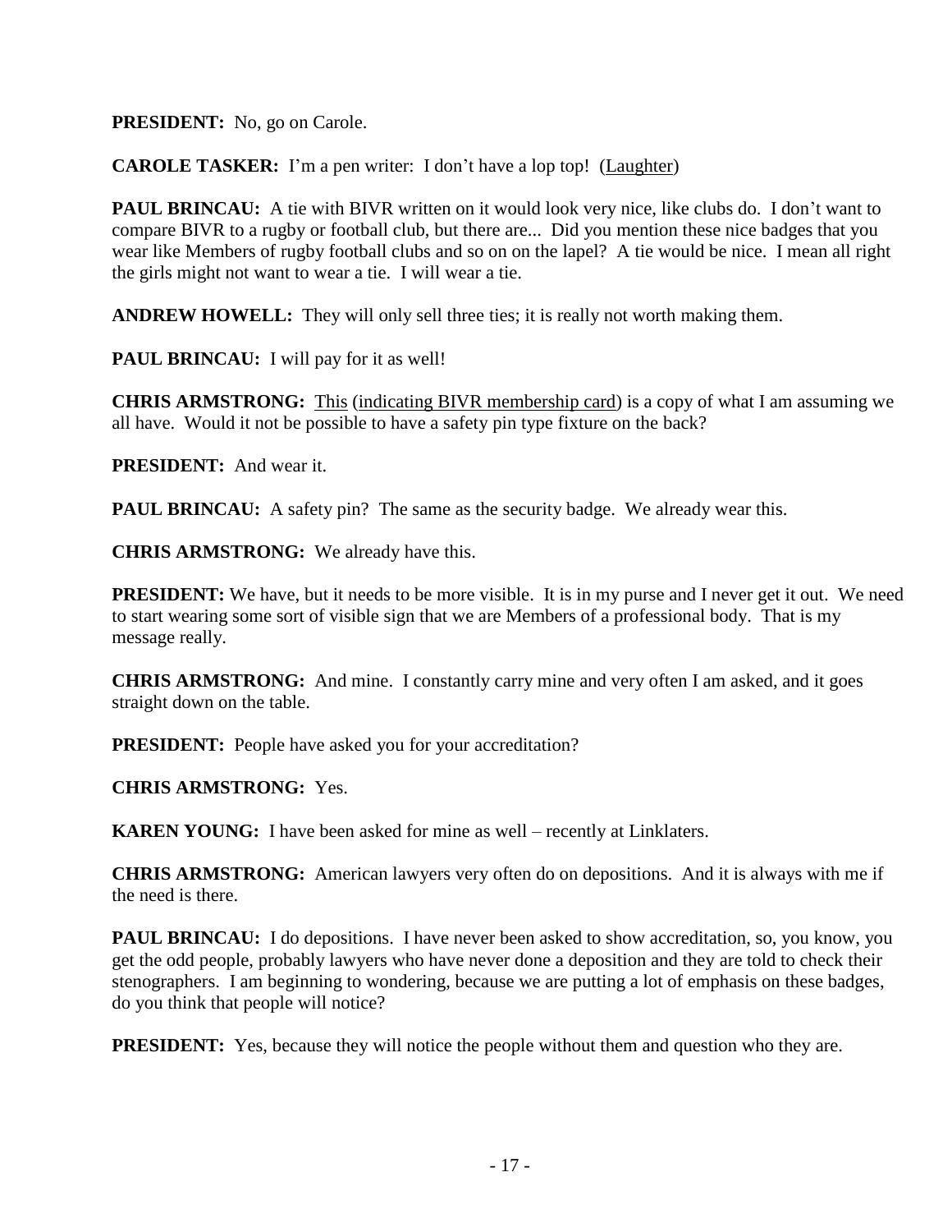**PRESIDENT:** No, go on Carole.

**CAROLE TASKER:** I'm a pen writer: I don't have a lop top! (Laughter)

**PAUL BRINCAU:** A tie with BIVR written on it would look very nice, like clubs do. I don't want to compare BIVR to a rugby or football club, but there are... Did you mention these nice badges that you wear like Members of rugby football clubs and so on on the lapel? A tie would be nice. I mean all right the girls might not want to wear a tie. I will wear a tie.

**ANDREW HOWELL:** They will only sell three ties; it is really not worth making them.

**PAUL BRINCAU:** I will pay for it as well!

**CHRIS ARMSTRONG:** This (indicating BIVR membership card) is a copy of what I am assuming we all have. Would it not be possible to have a safety pin type fixture on the back?

**PRESIDENT:** And wear it.

**PAUL BRINCAU:** A safety pin? The same as the security badge. We already wear this.

**CHRIS ARMSTRONG:** We already have this.

**PRESIDENT:** We have, but it needs to be more visible. It is in my purse and I never get it out. We need to start wearing some sort of visible sign that we are Members of a professional body. That is my message really.

**CHRIS ARMSTRONG:** And mine. I constantly carry mine and very often I am asked, and it goes straight down on the table.

**PRESIDENT:** People have asked you for your accreditation?

**CHRIS ARMSTRONG:** Yes.

**KAREN YOUNG:** I have been asked for mine as well – recently at Linklaters.

**CHRIS ARMSTRONG:** American lawyers very often do on depositions. And it is always with me if the need is there.

**PAUL BRINCAU:** I do depositions. I have never been asked to show accreditation, so, you know, you get the odd people, probably lawyers who have never done a deposition and they are told to check their stenographers. I am beginning to wondering, because we are putting a lot of emphasis on these badges, do you think that people will notice?

**PRESIDENT:** Yes, because they will notice the people without them and question who they are.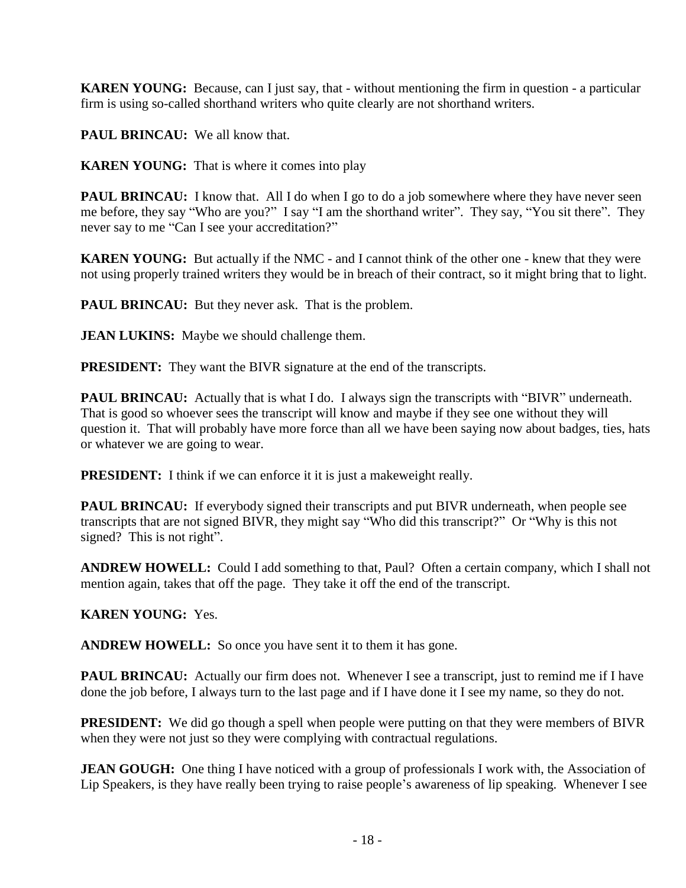**KAREN YOUNG:** Because, can I just say, that - without mentioning the firm in question - a particular firm is using so-called shorthand writers who quite clearly are not shorthand writers.

**PAUL BRINCAU:** We all know that.

**KAREN YOUNG:** That is where it comes into play

**PAUL BRINCAU:** I know that. All I do when I go to do a job somewhere where they have never seen me before, they say "Who are you?" I say "I am the shorthand writer". They say, "You sit there". They never say to me "Can I see your accreditation?"

**KAREN YOUNG:** But actually if the NMC - and I cannot think of the other one - knew that they were not using properly trained writers they would be in breach of their contract, so it might bring that to light.

**PAUL BRINCAU:** But they never ask. That is the problem.

**JEAN LUKINS:** Maybe we should challenge them.

**PRESIDENT:** They want the BIVR signature at the end of the transcripts.

**PAUL BRINCAU:** Actually that is what I do. I always sign the transcripts with "BIVR" underneath. That is good so whoever sees the transcript will know and maybe if they see one without they will question it. That will probably have more force than all we have been saying now about badges, ties, hats or whatever we are going to wear.

**PRESIDENT:** I think if we can enforce it it is just a makeweight really.

**PAUL BRINCAU:** If everybody signed their transcripts and put BIVR underneath, when people see transcripts that are not signed BIVR, they might say "Who did this transcript?" Or "Why is this not signed? This is not right".

**ANDREW HOWELL:** Could I add something to that, Paul? Often a certain company, which I shall not mention again, takes that off the page. They take it off the end of the transcript.

**KAREN YOUNG:** Yes.

**ANDREW HOWELL:** So once you have sent it to them it has gone.

**PAUL BRINCAU:** Actually our firm does not. Whenever I see a transcript, just to remind me if I have done the job before, I always turn to the last page and if I have done it I see my name, so they do not.

**PRESIDENT:** We did go though a spell when people were putting on that they were members of BIVR when they were not just so they were complying with contractual regulations.

**JEAN GOUGH:** One thing I have noticed with a group of professionals I work with, the Association of Lip Speakers, is they have really been trying to raise people's awareness of lip speaking. Whenever I see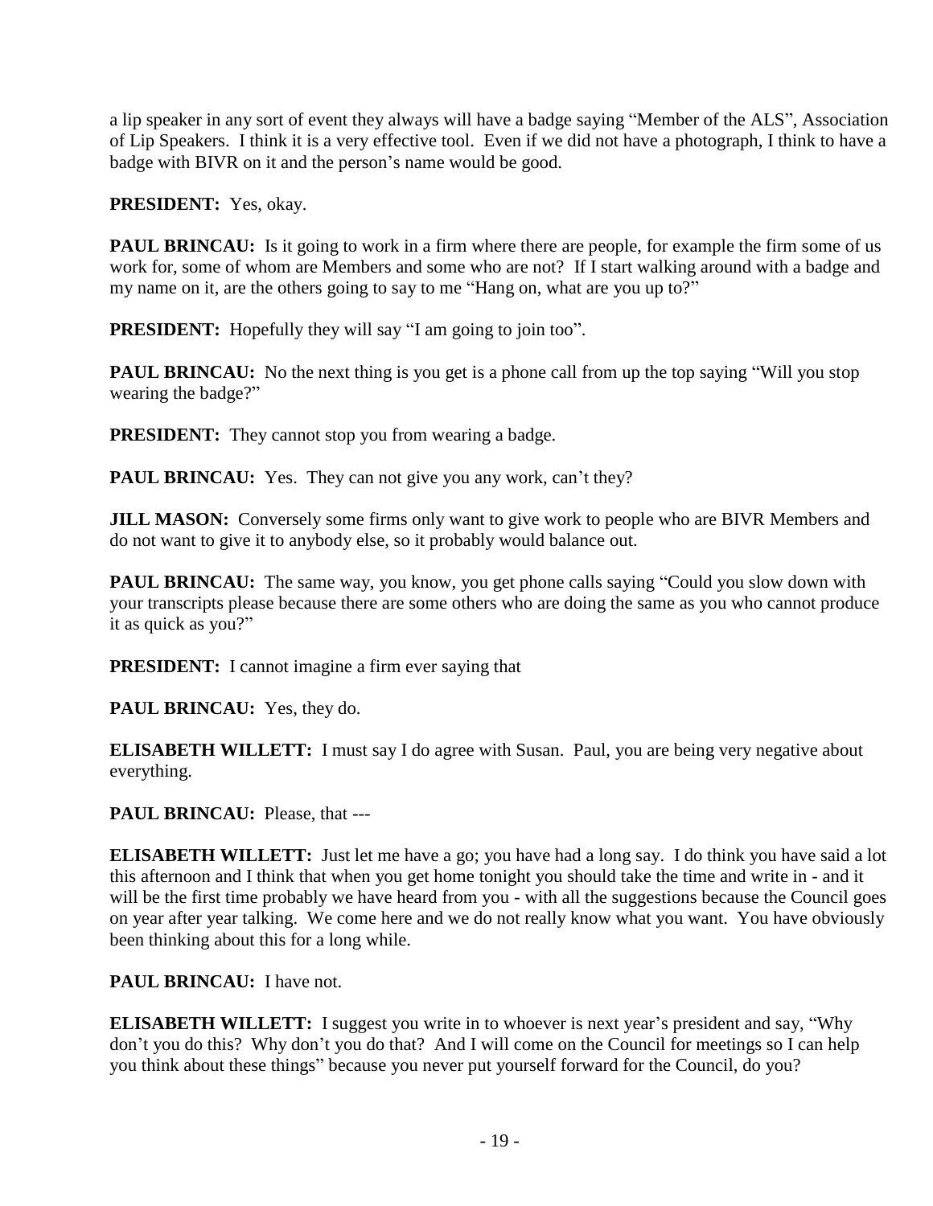a lip speaker in any sort of event they always will have a badge saying "Member of the ALS", Association of Lip Speakers. I think it is a very effective tool. Even if we did not have a photograph, I think to have a badge with BIVR on it and the person's name would be good.

**PRESIDENT:** Yes, okay.

**PAUL BRINCAU:** Is it going to work in a firm where there are people, for example the firm some of us work for, some of whom are Members and some who are not? If I start walking around with a badge and my name on it, are the others going to say to me "Hang on, what are you up to?"

**PRESIDENT:** Hopefully they will say "I am going to join too".

**PAUL BRINCAU:** No the next thing is you get is a phone call from up the top saying "Will you stop wearing the badge?"

**PRESIDENT:** They cannot stop you from wearing a badge.

**PAUL BRINCAU:** Yes. They can not give you any work, can't they?

**JILL MASON:** Conversely some firms only want to give work to people who are BIVR Members and do not want to give it to anybody else, so it probably would balance out.

**PAUL BRINCAU:** The same way, you know, you get phone calls saying "Could you slow down with your transcripts please because there are some others who are doing the same as you who cannot produce it as quick as you?"

**PRESIDENT:** I cannot imagine a firm ever saying that

**PAUL BRINCAU:** Yes, they do.

**ELISABETH WILLETT:** I must say I do agree with Susan. Paul, you are being very negative about everything.

**PAUL BRINCAU:** Please, that ---

**ELISABETH WILLETT:** Just let me have a go; you have had a long say. I do think you have said a lot this afternoon and I think that when you get home tonight you should take the time and write in - and it will be the first time probably we have heard from you - with all the suggestions because the Council goes on year after year talking. We come here and we do not really know what you want. You have obviously been thinking about this for a long while.

**PAUL BRINCAU:** I have not.

**ELISABETH WILLETT:** I suggest you write in to whoever is next year's president and say, "Why don't you do this? Why don't you do that? And I will come on the Council for meetings so I can help you think about these things" because you never put yourself forward for the Council, do you?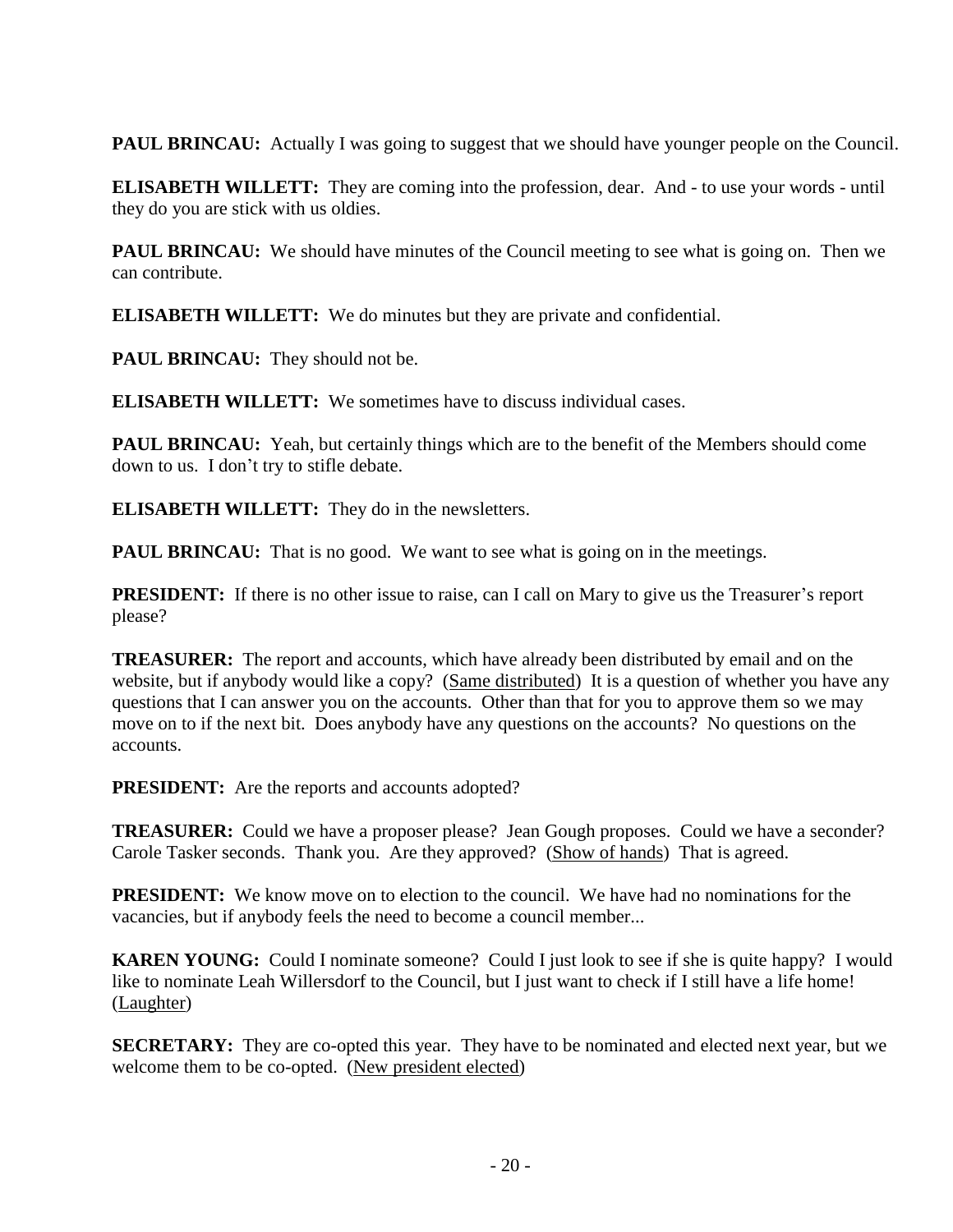**PAUL BRINCAU:** Actually I was going to suggest that we should have younger people on the Council.

**ELISABETH WILLETT:** They are coming into the profession, dear. And - to use your words - until they do you are stick with us oldies.

**PAUL BRINCAU:** We should have minutes of the Council meeting to see what is going on. Then we can contribute.

**ELISABETH WILLETT:** We do minutes but they are private and confidential.

**PAUL BRINCAU:** They should not be.

**ELISABETH WILLETT:** We sometimes have to discuss individual cases.

**PAUL BRINCAU:** Yeah, but certainly things which are to the benefit of the Members should come down to us. I don't try to stifle debate.

**ELISABETH WILLETT:** They do in the newsletters.

**PAUL BRINCAU:** That is no good. We want to see what is going on in the meetings.

**PRESIDENT:** If there is no other issue to raise, can I call on Mary to give us the Treasurer's report please?

**TREASURER:** The report and accounts, which have already been distributed by email and on the website, but if anybody would like a copy? (Same distributed) It is a question of whether you have any questions that I can answer you on the accounts. Other than that for you to approve them so we may move on to if the next bit. Does anybody have any questions on the accounts? No questions on the accounts.

**PRESIDENT:** Are the reports and accounts adopted?

**TREASURER:** Could we have a proposer please? Jean Gough proposes. Could we have a seconder? Carole Tasker seconds. Thank you. Are they approved? (Show of hands) That is agreed.

**PRESIDENT:** We know move on to election to the council. We have had no nominations for the vacancies, but if anybody feels the need to become a council member...

**KAREN YOUNG:** Could I nominate someone? Could I just look to see if she is quite happy? I would like to nominate Leah Willersdorf to the Council, but I just want to check if I still have a life home! (Laughter)

**SECRETARY:** They are co-opted this year. They have to be nominated and elected next year, but we welcome them to be co-opted. (New president elected)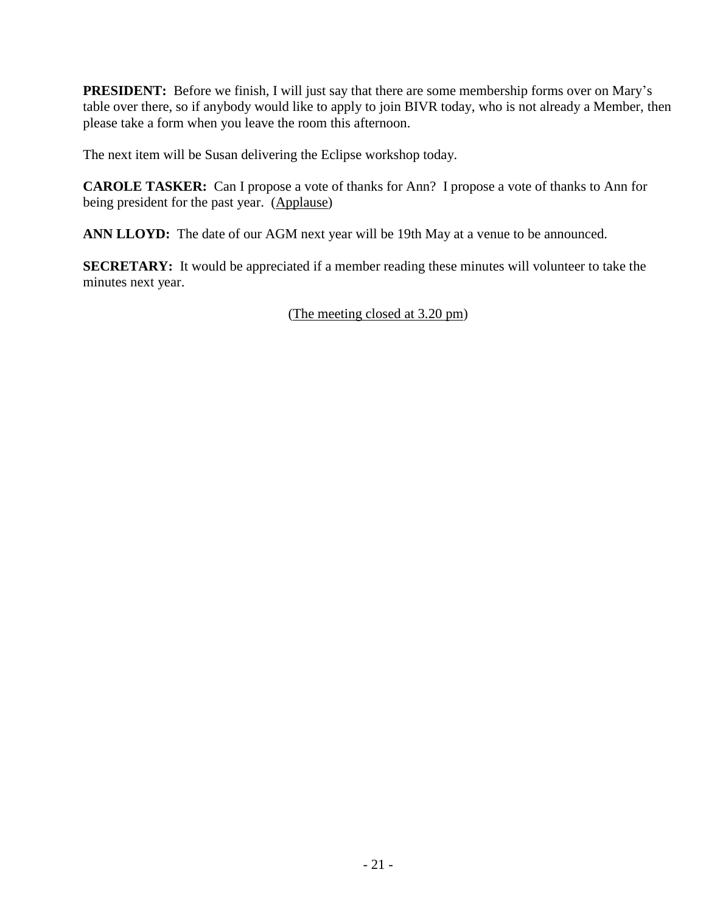**PRESIDENT:** Before we finish, I will just say that there are some membership forms over on Mary's table over there, so if anybody would like to apply to join BIVR today, who is not already a Member, then please take a form when you leave the room this afternoon.

The next item will be Susan delivering the Eclipse workshop today.

**CAROLE TASKER:** Can I propose a vote of thanks for Ann? I propose a vote of thanks to Ann for being president for the past year. (<u>Applause</u>)

**ANN LLOYD:** The date of our AGM next year will be 19th May at a venue to be announced.

**SECRETARY:** It would be appreciated if a member reading these minutes will volunteer to take the minutes next year.

(<u>The meeting closed at 3.20 pm</u>)